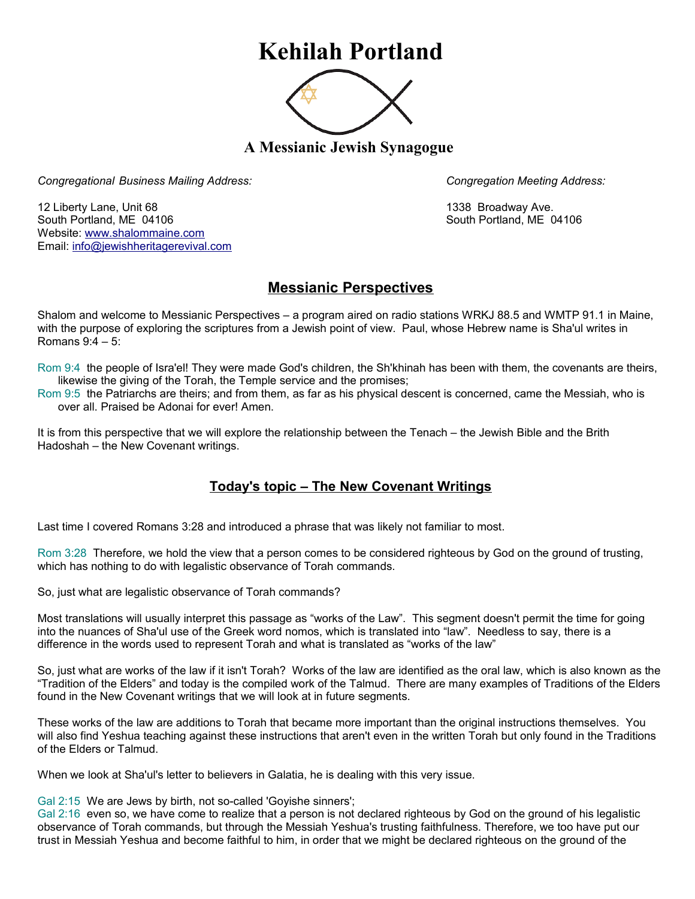# Kehilah Portland

## A Messianic Jewish Synagogue

*Congregational Business Mailing Address:*

12 Liberty Lane, Unit 68
South Portland, ME 04106
Website: www.shalommaine.com
Email: info@jewishheritagerevival.com

*Congregation Meeting Address:*

1338 Broadway Ave.
South Portland, ME 04106

## Messianic Perspectives

Shalom and welcome to Messianic Perspectives – a program aired on radio stations WRKJ 88.5 and WMTP 91.1 in Maine, with the purpose of exploring the scriptures from a Jewish point of view. Paul, whose Hebrew name is Sha'ul writes in Romans 9:4 – 5:

Rom 9:4 the people of Isra'el! They were made God's children, the Sh'khinah has been with them, the covenants are theirs, likewise the giving of the Torah, the Temple service and the promises;
Rom 9:5 the Patriarchs are theirs; and from them, as far as his physical descent is concerned, came the Messiah, who is over all. Praised be Adonai for ever! Amen.

It is from this perspective that we will explore the relationship between the Tenach – the Jewish Bible and the Brith Hadoshah – the New Covenant writings.

## Today's topic – The New Covenant Writings

Last time I covered Romans 3:28 and introduced a phrase that was likely not familiar to most.

Rom 3:28 Therefore, we hold the view that a person comes to be considered righteous by God on the ground of trusting, which has nothing to do with legalistic observance of Torah commands.

So, just what are legalistic observance of Torah commands?

Most translations will usually interpret this passage as "works of the Law". This segment doesn't permit the time for going into the nuances of Sha'ul use of the Greek word nomos, which is translated into "law". Needless to say, there is a difference in the words used to represent Torah and what is translated as "works of the law"

So, just what are works of the law if it isn't Torah? Works of the law are identified as the oral law, which is also known as the "Tradition of the Elders" and today is the compiled work of the Talmud. There are many examples of Traditions of the Elders found in the New Covenant writings that we will look at in future segments.

These works of the law are additions to Torah that became more important than the original instructions themselves. You will also find Yeshua teaching against these instructions that aren't even in the written Torah but only found in the Traditions of the Elders or Talmud.

When we look at Sha'ul's letter to believers in Galatia, he is dealing with this very issue.

Gal 2:15 We are Jews by birth, not so-called 'Goyishe sinners';
Gal 2:16 even so, we have come to realize that a person is not declared righteous by God on the ground of his legalistic observance of Torah commands, but through the Messiah Yeshua's trusting faithfulness. Therefore, we too have put our trust in Messiah Yeshua and become faithful to him, in order that we might be declared righteous on the ground of the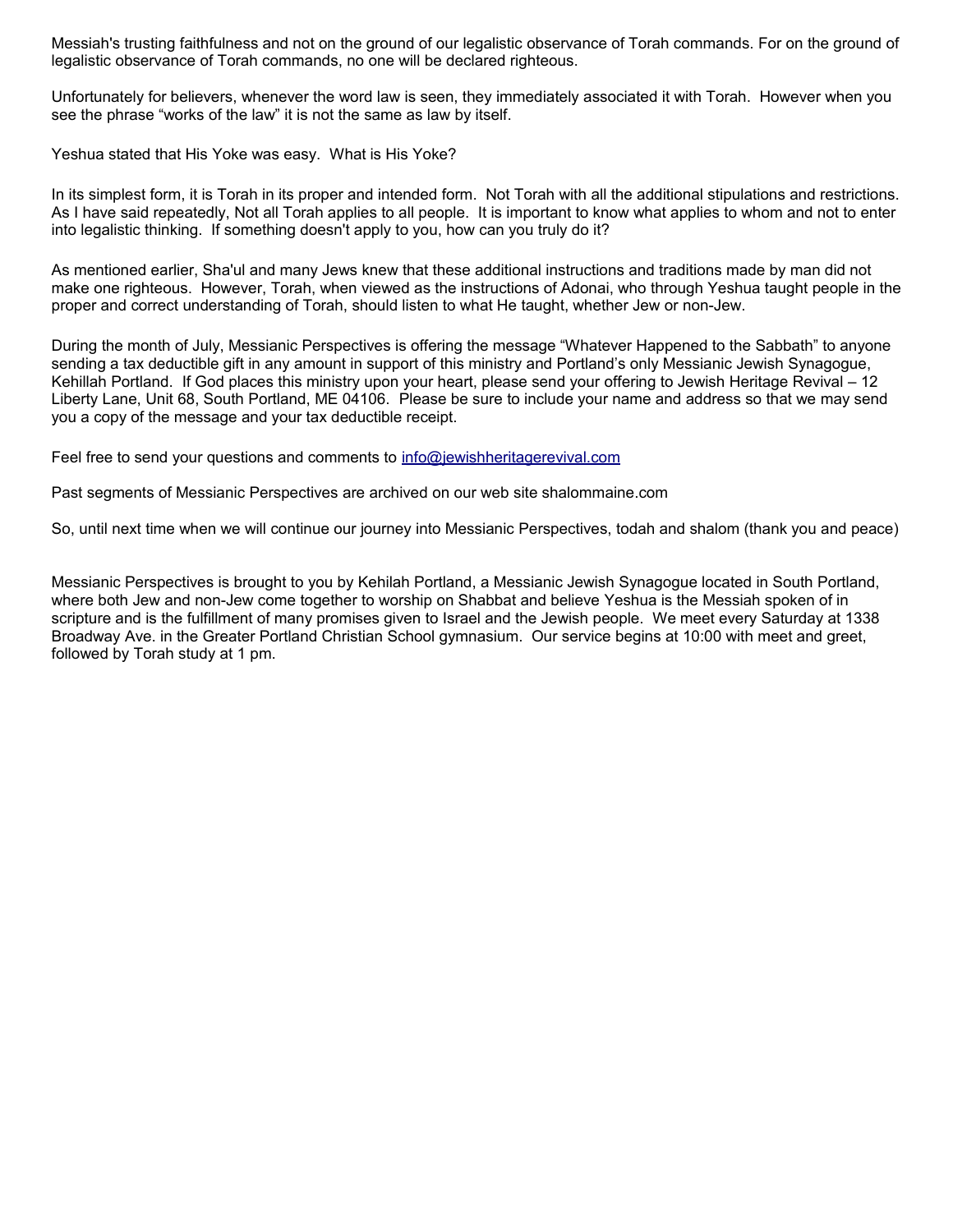Messiah's trusting faithfulness and not on the ground of our legalistic observance of Torah commands. For on the ground of legalistic observance of Torah commands, no one will be declared righteous.

Unfortunately for believers, whenever the word law is seen, they immediately associated it with Torah. However when you see the phrase "works of the law" it is not the same as law by itself.

Yeshua stated that His Yoke was easy. What is His Yoke?

In its simplest form, it is Torah in its proper and intended form. Not Torah with all the additional stipulations and restrictions. As I have said repeatedly, Not all Torah applies to all people. It is important to know what applies to whom and not to enter into legalistic thinking. If something doesn't apply to you, how can you truly do it?

As mentioned earlier, Sha'ul and many Jews knew that these additional instructions and traditions made by man did not make one righteous. However, Torah, when viewed as the instructions of Adonai, who through Yeshua taught people in the proper and correct understanding of Torah, should listen to what He taught, whether Jew or non-Jew.

During the month of July, Messianic Perspectives is offering the message "Whatever Happened to the Sabbath" to anyone sending a tax deductible gift in any amount in support of this ministry and Portland's only Messianic Jewish Synagogue, Kehillah Portland. If God places this ministry upon your heart, please send your offering to Jewish Heritage Revival – 12 Liberty Lane, Unit 68, South Portland, ME 04106. Please be sure to include your name and address so that we may send you a copy of the message and your tax deductible receipt.

Feel free to send your questions and comments to info@jewishheritagerevival.com

Past segments of Messianic Perspectives are archived on our web site shalommaine.com

So, until next time when we will continue our journey into Messianic Perspectives, todah and shalom (thank you and peace)

Messianic Perspectives is brought to you by Kehilah Portland, a Messianic Jewish Synagogue located in South Portland, where both Jew and non-Jew come together to worship on Shabbat and believe Yeshua is the Messiah spoken of in scripture and is the fulfillment of many promises given to Israel and the Jewish people. We meet every Saturday at 1338 Broadway Ave. in the Greater Portland Christian School gymnasium. Our service begins at 10:00 with meet and greet, followed by Torah study at 1 pm.